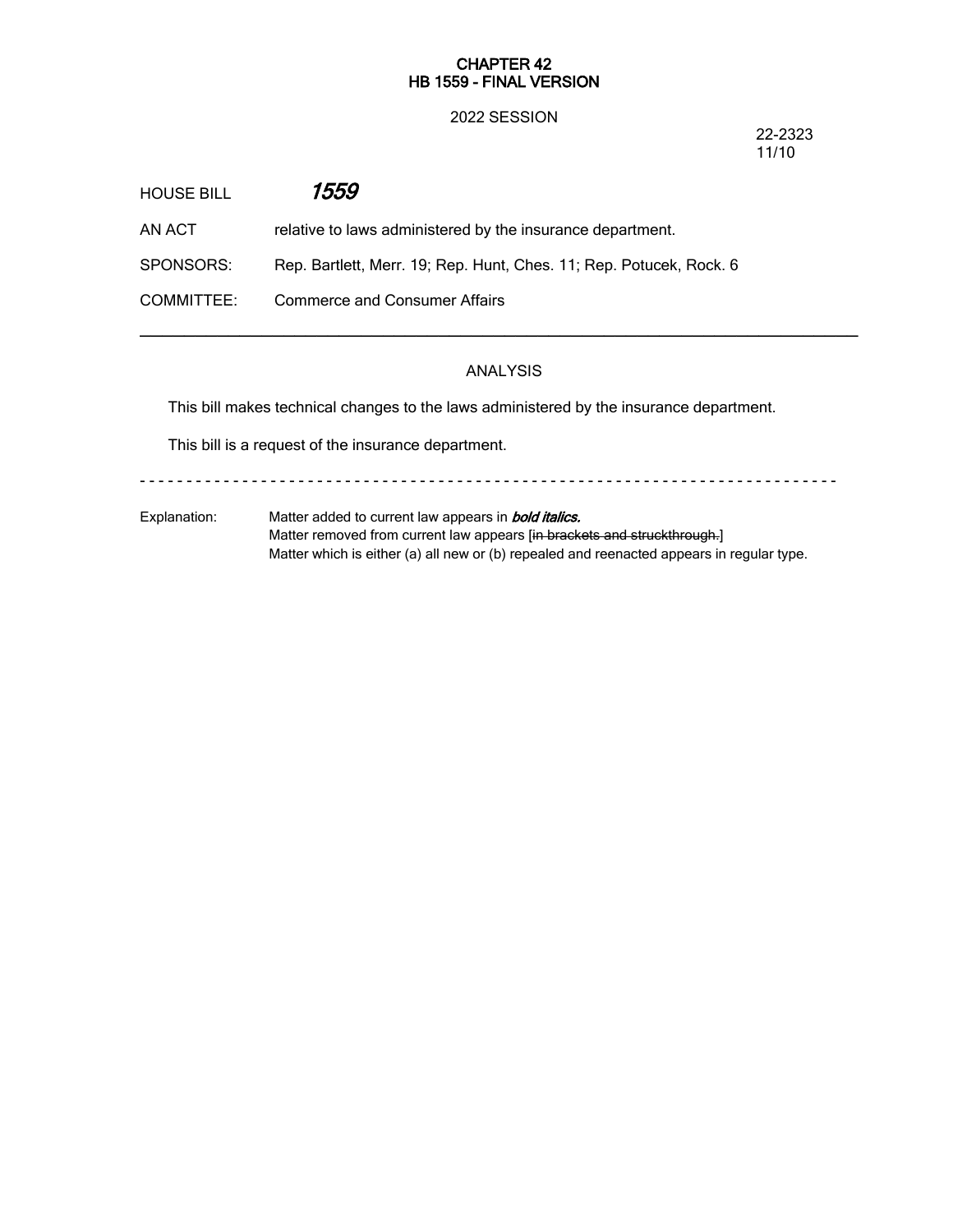**CHAPTER 42**
**HB 1559 - FINAL VERSION**

2022 SESSION

22-2323
11/10

HOUSE BILL ***1559***

AN ACT relative to laws administered by the insurance department.

SPONSORS: Rep. Bartlett, Merr. 19; Rep. Hunt, Ches. 11; Rep. Potucek, Rock. 6

COMMITTEE: Commerce and Consumer Affairs

---

## ANALYSIS

This bill makes technical changes to the laws administered by the insurance department.

This bill is a request of the insurance department.

- - - - - - - - - - - - - - - - - - - - - - - - - - - - - - - - - - - - - - - - - - - - - - - - - - - - - - - - - - - - - - - - - - - - - - - - - - - - - -

Explanation: Matter added to current law appears in ***bold italics.***
Matter removed from current law appears [~~in brackets and struckthrough.~~]
Matter which is either (a) all new or (b) repealed and reenacted appears in regular type.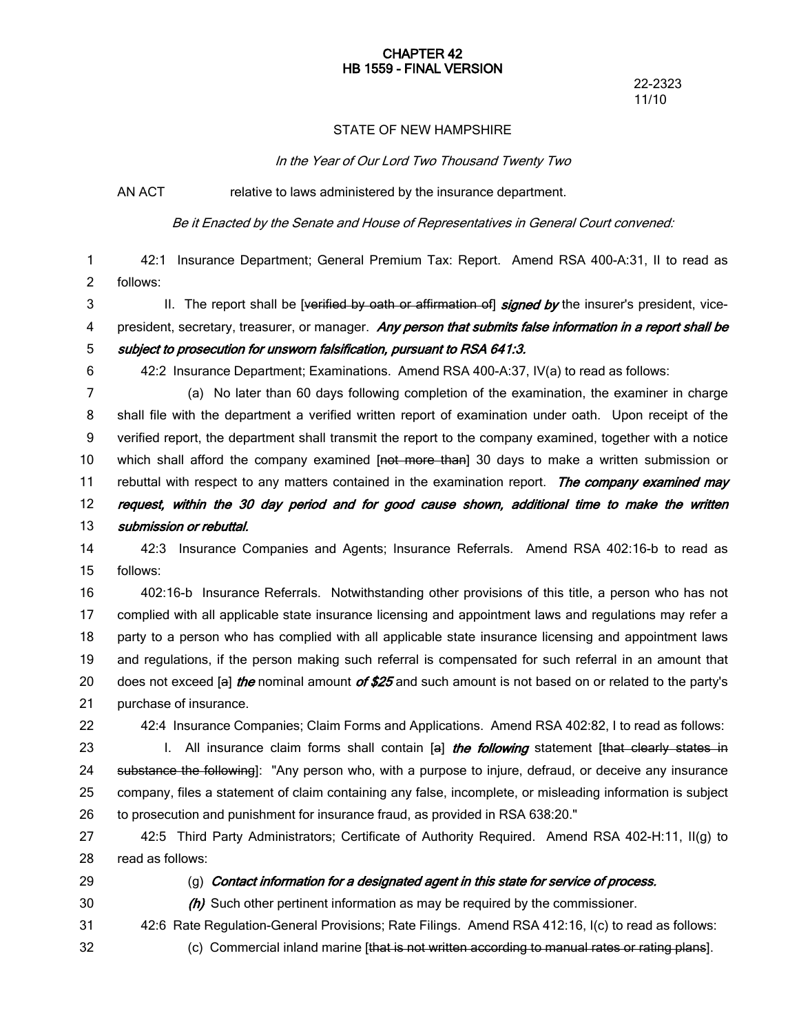**CHAPTER 42**
**HB 1559 - FINAL VERSION**

22-2323
11/10

STATE OF NEW HAMPSHIRE

*In the Year of Our Lord Two Thousand Twenty Two*

AN ACT relative to laws administered by the insurance department.

*Be it Enacted by the Senate and House of Representatives in General Court convened:*

42:1 Insurance Department; General Premium Tax: Report. Amend RSA 400-A:31, II to read as follows:

II. The report shall be [~~verified by oath or affirmation of~~] ***signed by*** the insurer's president, vice-president, secretary, treasurer, or manager. ***Any person that submits false information in a report shall be subject to prosecution for unsworn falsification, pursuant to RSA 641:3.***

42:2 Insurance Department; Examinations. Amend RSA 400-A:37, IV(a) to read as follows:

(a) No later than 60 days following completion of the examination, the examiner in charge shall file with the department a verified written report of examination under oath. Upon receipt of the verified report, the department shall transmit the report to the company examined, together with a notice which shall afford the company examined [~~not more than~~] 30 days to make a written submission or rebuttal with respect to any matters contained in the examination report. ***The company examined may request, within the 30 day period and for good cause shown, additional time to make the written submission or rebuttal.***

42:3 Insurance Companies and Agents; Insurance Referrals. Amend RSA 402:16-b to read as follows:

402:16-b Insurance Referrals. Notwithstanding other provisions of this title, a person who has not complied with all applicable state insurance licensing and appointment laws and regulations may refer a party to a person who has complied with all applicable state insurance licensing and appointment laws and regulations, if the person making such referral is compensated for such referral in an amount that does not exceed [~~a~~] ***the*** nominal amount ***of $25*** and such amount is not based on or related to the party's purchase of insurance.

42:4 Insurance Companies; Claim Forms and Applications. Amend RSA 402:82, I to read as follows:

I. All insurance claim forms shall contain [~~a~~] ***the following*** statement [~~that clearly states in substance the following~~]: "Any person who, with a purpose to injure, defraud, or deceive any insurance company, files a statement of claim containing any false, incomplete, or misleading information is subject to prosecution and punishment for insurance fraud, as provided in RSA 638:20."

42:5 Third Party Administrators; Certificate of Authority Required. Amend RSA 402-H:11, II(g) to read as follows:

(g) ***Contact information for a designated agent in this state for service of process.***

***(h)*** Such other pertinent information as may be required by the commissioner.

42:6 Rate Regulation-General Provisions; Rate Filings. Amend RSA 412:16, I(c) to read as follows:

(c) Commercial inland marine [~~that is not written according to manual rates or rating plans~~].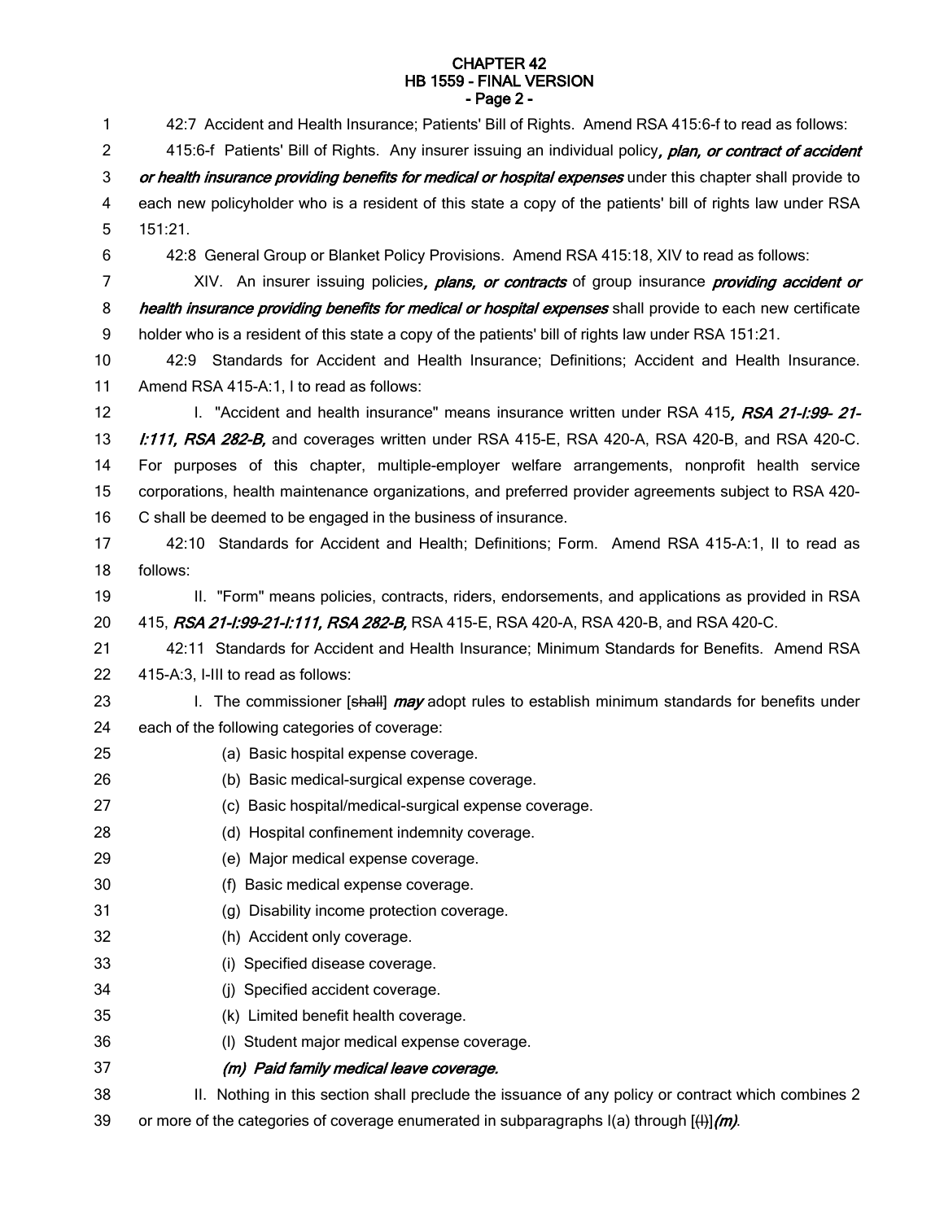42:7 Accident and Health Insurance; Patients' Bill of Rights. Amend RSA 415:6-f to read as follows:

415:6-f Patients' Bill of Rights. Any insurer issuing an individual policy***, plan, or contract of accident or health insurance providing benefits for medical or hospital expenses*** under this chapter shall provide to each new policyholder who is a resident of this state a copy of the patients' bill of rights law under RSA 151:21.

42:8 General Group or Blanket Policy Provisions. Amend RSA 415:18, XIV to read as follows:

XIV. An insurer issuing policies***, plans, or contracts*** of group insurance ***providing accident or health insurance providing benefits for medical or hospital expenses*** shall provide to each new certificate holder who is a resident of this state a copy of the patients' bill of rights law under RSA 151:21.

42:9 Standards for Accident and Health Insurance; Definitions; Accident and Health Insurance. Amend RSA 415-A:1, I to read as follows:

I. "Accident and health insurance" means insurance written under RSA 415***, RSA 21-I:99- 21-I:111, RSA 282-B,*** and coverages written under RSA 415-E, RSA 420-A, RSA 420-B, and RSA 420-C. For purposes of this chapter, multiple-employer welfare arrangements, nonprofit health service corporations, health maintenance organizations, and preferred provider agreements subject to RSA 420-C shall be deemed to be engaged in the business of insurance.

42:10 Standards for Accident and Health; Definitions; Form. Amend RSA 415-A:1, II to read as follows:

II. "Form" means policies, contracts, riders, endorsements, and applications as provided in RSA 415, ***RSA 21-I:99-21-I:111, RSA 282-B,*** RSA 415-E, RSA 420-A, RSA 420-B, and RSA 420-C.

42:11 Standards for Accident and Health Insurance; Minimum Standards for Benefits. Amend RSA 415-A:3, I-III to read as follows:

I. The commissioner [~~shall~~] ***may*** adopt rules to establish minimum standards for benefits under each of the following categories of coverage:

(a) Basic hospital expense coverage.

(b) Basic medical-surgical expense coverage.

(c) Basic hospital/medical-surgical expense coverage.

(d) Hospital confinement indemnity coverage.

(e) Major medical expense coverage.

(f) Basic medical expense coverage.

(g) Disability income protection coverage.

(h) Accident only coverage.

(i) Specified disease coverage.

(j) Specified accident coverage.

(k) Limited benefit health coverage.

(l) Student major medical expense coverage.

***(m) Paid family medical leave coverage.***

II. Nothing in this section shall preclude the issuance of any policy or contract which combines 2 or more of the categories of coverage enumerated in subparagraphs I(a) through [~~(l)~~]***(m)***.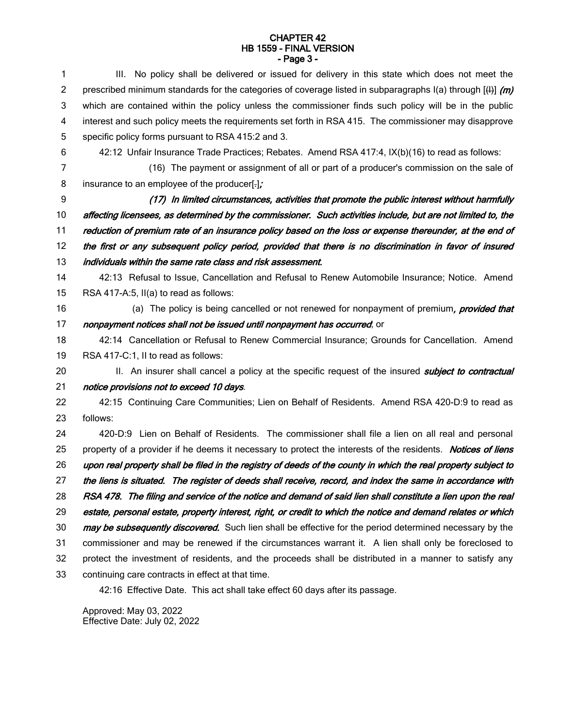III. No policy shall be delivered or issued for delivery in this state which does not meet the prescribed minimum standards for the categories of coverage listed in subparagraphs I(a) through [~~(l)~~] *(m)* which are contained within the policy unless the commissioner finds such policy will be in the public interest and such policy meets the requirements set forth in RSA 415. The commissioner may disapprove specific policy forms pursuant to RSA 415:2 and 3.

42:12 Unfair Insurance Trade Practices; Rebates. Amend RSA 417:4, IX(b)(16) to read as follows:

(16) The payment or assignment of all or part of a producer's commission on the sale of insurance to an employee of the producer[~~.~~]*;*

***(17) In limited circumstances, activities that promote the public interest without harmfully affecting licensees, as determined by the commissioner. Such activities include, but are not limited to, the reduction of premium rate of an insurance policy based on the loss or expense thereunder, at the end of the first or any subsequent policy period, provided that there is no discrimination in favor of insured individuals within the same rate class and risk assessment.***

42:13 Refusal to Issue, Cancellation and Refusal to Renew Automobile Insurance; Notice. Amend RSA 417-A:5, II(a) to read as follows:

(a) The policy is being cancelled or not renewed for nonpayment of premium***, provided that nonpayment notices shall not be issued until nonpayment has occurred***; or

42:14 Cancellation or Refusal to Renew Commercial Insurance; Grounds for Cancellation. Amend RSA 417-C:1, II to read as follows:

II. An insurer shall cancel a policy at the specific request of the insured ***subject to contractual notice provisions not to exceed 10 days***.

42:15 Continuing Care Communities; Lien on Behalf of Residents. Amend RSA 420-D:9 to read as follows:

420-D:9 Lien on Behalf of Residents. The commissioner shall file a lien on all real and personal property of a provider if he deems it necessary to protect the interests of the residents. ***Notices of liens upon real property shall be filed in the registry of deeds of the county in which the real property subject to the liens is situated. The register of deeds shall receive, record, and index the same in accordance with RSA 478. The filing and service of the notice and demand of said lien shall constitute a lien upon the real estate, personal estate, property interest, right, or credit to which the notice and demand relates or which may be subsequently discovered.*** Such lien shall be effective for the period determined necessary by the commissioner and may be renewed if the circumstances warrant it. A lien shall only be foreclosed to protect the investment of residents, and the proceeds shall be distributed in a manner to satisfy any continuing care contracts in effect at that time.

42:16 Effective Date. This act shall take effect 60 days after its passage.

Approved: May 03, 2022
Effective Date: July 02, 2022